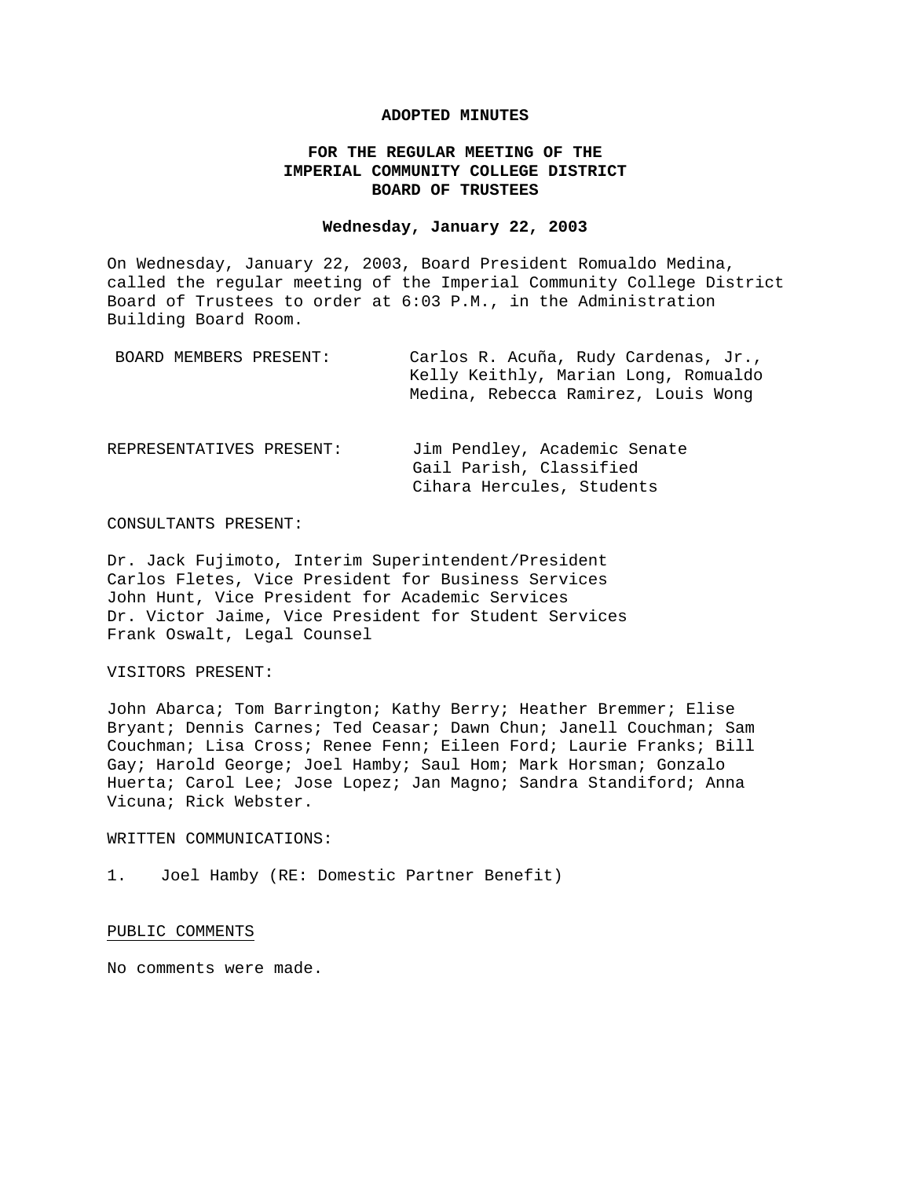**ADOPTED MINUTES**

**FOR THE REGULAR MEETING OF THE IMPERIAL COMMUNITY COLLEGE DISTRICT BOARD OF TRUSTEES**

**Wednesday, January 22, 2003**

On Wednesday, January 22, 2003, Board President Romualdo Medina, called the regular meeting of the Imperial Community College District Board of Trustees to order at 6:03 P.M., in the Administration Building Board Room.

BOARD MEMBERS PRESENT: Carlos R. Acuña, Rudy Cardenas, Jr., Kelly Keithly, Marian Long, Romualdo Medina, Rebecca Ramirez, Louis Wong

REPRESENTATIVES PRESENT: Jim Pendley, Academic Senate
Gail Parish, Classified
Cihara Hercules, Students

CONSULTANTS PRESENT:

Dr. Jack Fujimoto, Interim Superintendent/President
Carlos Fletes, Vice President for Business Services
John Hunt, Vice President for Academic Services
Dr. Victor Jaime, Vice President for Student Services
Frank Oswalt, Legal Counsel

VISITORS PRESENT:

John Abarca; Tom Barrington; Kathy Berry; Heather Bremmer; Elise Bryant; Dennis Carnes; Ted Ceasar; Dawn Chun; Janell Couchman; Sam Couchman; Lisa Cross; Renee Fenn; Eileen Ford; Laurie Franks; Bill Gay; Harold George; Joel Hamby; Saul Hom; Mark Horsman; Gonzalo Huerta; Carol Lee; Jose Lopez; Jan Magno; Sandra Standiford; Anna Vicuna; Rick Webster.

WRITTEN COMMUNICATIONS:

1. Joel Hamby (RE: Domestic Partner Benefit)

PUBLIC COMMENTS

No comments were made.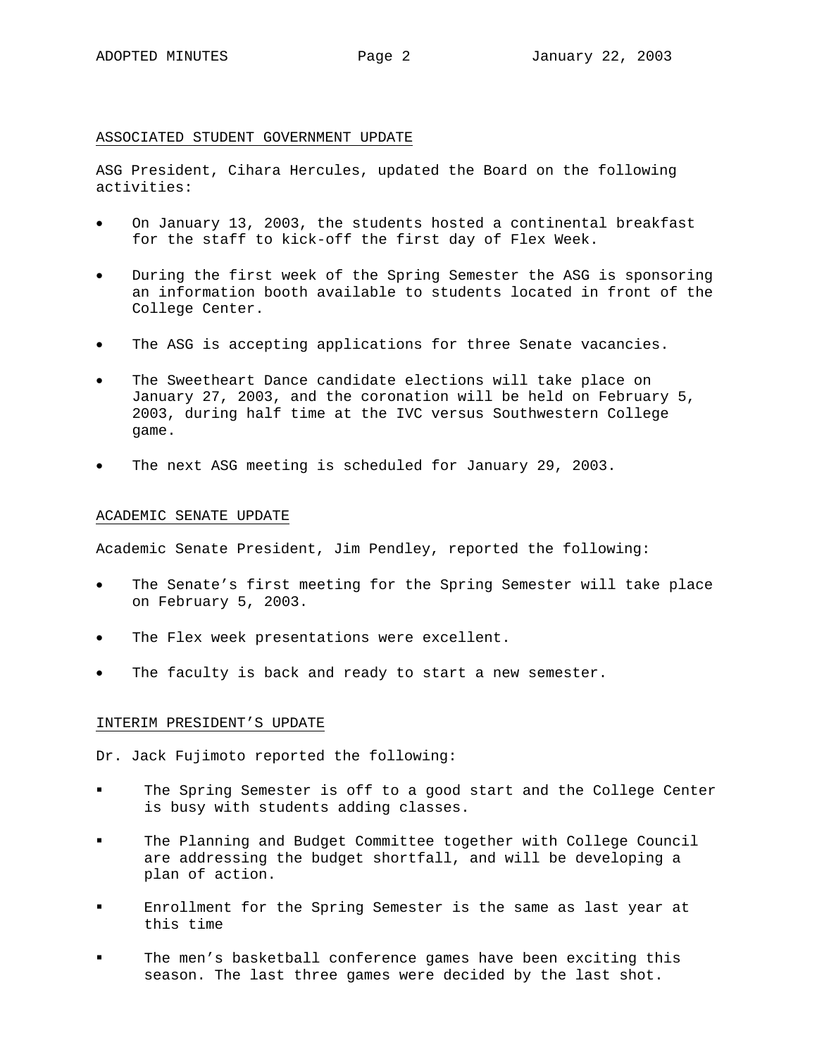## ASSOCIATED STUDENT GOVERNMENT UPDATE

ASG President, Cihara Hercules, updated the Board on the following activities:

- On January 13, 2003, the students hosted a continental breakfast for the staff to kick-off the first day of Flex Week.
- During the first week of the Spring Semester the ASG is sponsoring an information booth available to students located in front of the College Center.
- The ASG is accepting applications for three Senate vacancies.
- The Sweetheart Dance candidate elections will take place on January 27, 2003, and the coronation will be held on February 5, 2003, during half time at the IVC versus Southwestern College game.
- The next ASG meeting is scheduled for January 29, 2003.

## ACADEMIC SENATE UPDATE

Academic Senate President, Jim Pendley, reported the following:

- The Senate's first meeting for the Spring Semester will take place on February 5, 2003.
- The Flex week presentations were excellent.
- The faculty is back and ready to start a new semester.

## INTERIM PRESIDENT'S UPDATE

Dr. Jack Fujimoto reported the following:

- The Spring Semester is off to a good start and the College Center is busy with students adding classes.
- The Planning and Budget Committee together with College Council are addressing the budget shortfall, and will be developing a plan of action.
- Enrollment for the Spring Semester is the same as last year at this time
- The men's basketball conference games have been exciting this season. The last three games were decided by the last shot.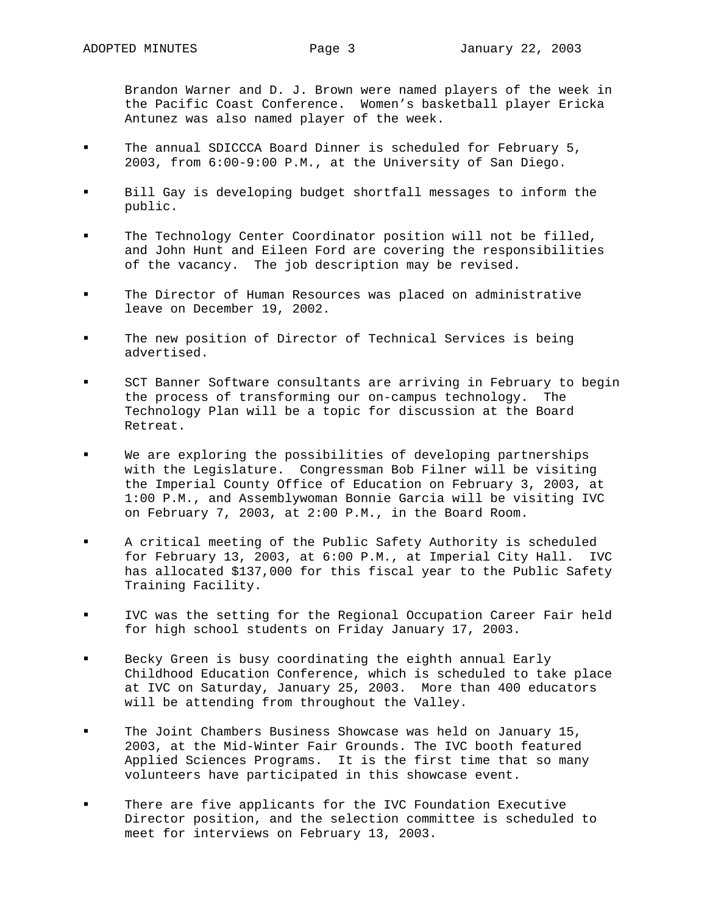Brandon Warner and D. J. Brown were named players of the week in the Pacific Coast Conference. Women's basketball player Ericka Antunez was also named player of the week.

- The annual SDICCCA Board Dinner is scheduled for February 5, 2003, from 6:00-9:00 P.M., at the University of San Diego.

- Bill Gay is developing budget shortfall messages to inform the public.

- The Technology Center Coordinator position will not be filled, and John Hunt and Eileen Ford are covering the responsibilities of the vacancy. The job description may be revised.

- The Director of Human Resources was placed on administrative leave on December 19, 2002.

- The new position of Director of Technical Services is being advertised.

- SCT Banner Software consultants are arriving in February to begin the process of transforming our on-campus technology. The Technology Plan will be a topic for discussion at the Board Retreat.

- We are exploring the possibilities of developing partnerships with the Legislature. Congressman Bob Filner will be visiting the Imperial County Office of Education on February 3, 2003, at 1:00 P.M., and Assemblywoman Bonnie Garcia will be visiting IVC on February 7, 2003, at 2:00 P.M., in the Board Room.

- A critical meeting of the Public Safety Authority is scheduled for February 13, 2003, at 6:00 P.M., at Imperial City Hall. IVC has allocated $137,000 for this fiscal year to the Public Safety Training Facility.

- IVC was the setting for the Regional Occupation Career Fair held for high school students on Friday January 17, 2003.

- Becky Green is busy coordinating the eighth annual Early Childhood Education Conference, which is scheduled to take place at IVC on Saturday, January 25, 2003. More than 400 educators will be attending from throughout the Valley.

- The Joint Chambers Business Showcase was held on January 15, 2003, at the Mid-Winter Fair Grounds. The IVC booth featured Applied Sciences Programs. It is the first time that so many volunteers have participated in this showcase event.

- There are five applicants for the IVC Foundation Executive Director position, and the selection committee is scheduled to meet for interviews on February 13, 2003.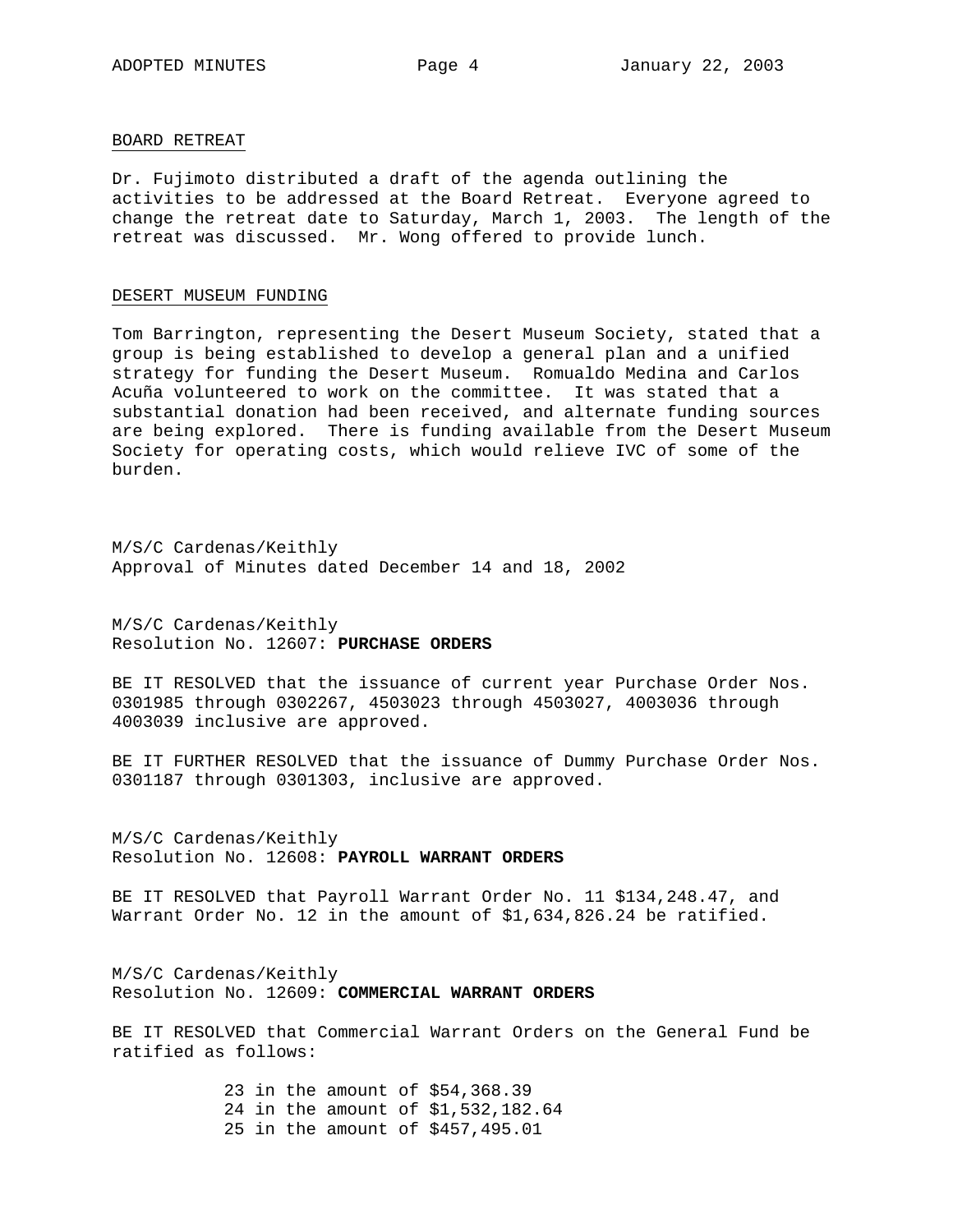## BOARD RETREAT

Dr. Fujimoto distributed a draft of the agenda outlining the activities to be addressed at the Board Retreat. Everyone agreed to change the retreat date to Saturday, March 1, 2003. The length of the retreat was discussed. Mr. Wong offered to provide lunch.

## DESERT MUSEUM FUNDING

Tom Barrington, representing the Desert Museum Society, stated that a group is being established to develop a general plan and a unified strategy for funding the Desert Museum. Romualdo Medina and Carlos Acuña volunteered to work on the committee. It was stated that a substantial donation had been received, and alternate funding sources are being explored. There is funding available from the Desert Museum Society for operating costs, which would relieve IVC of some of the burden.

M/S/C Cardenas/Keithly
Approval of Minutes dated December 14 and 18, 2002

M/S/C Cardenas/Keithly
Resolution No. 12607: **PURCHASE ORDERS**

BE IT RESOLVED that the issuance of current year Purchase Order Nos. 0301985 through 0302267, 4503023 through 4503027, 4003036 through 4003039 inclusive are approved.

BE IT FURTHER RESOLVED that the issuance of Dummy Purchase Order Nos. 0301187 through 0301303, inclusive are approved.

M/S/C Cardenas/Keithly
Resolution No. 12608: **PAYROLL WARRANT ORDERS**

BE IT RESOLVED that Payroll Warrant Order No. 11 $134,248.47, and Warrant Order No. 12 in the amount of $1,634,826.24 be ratified.

M/S/C Cardenas/Keithly
Resolution No. 12609: **COMMERCIAL WARRANT ORDERS**

BE IT RESOLVED that Commercial Warrant Orders on the General Fund be ratified as follows:

23 in the amount of $54,368.39
24 in the amount of $1,532,182.64
25 in the amount of $457,495.01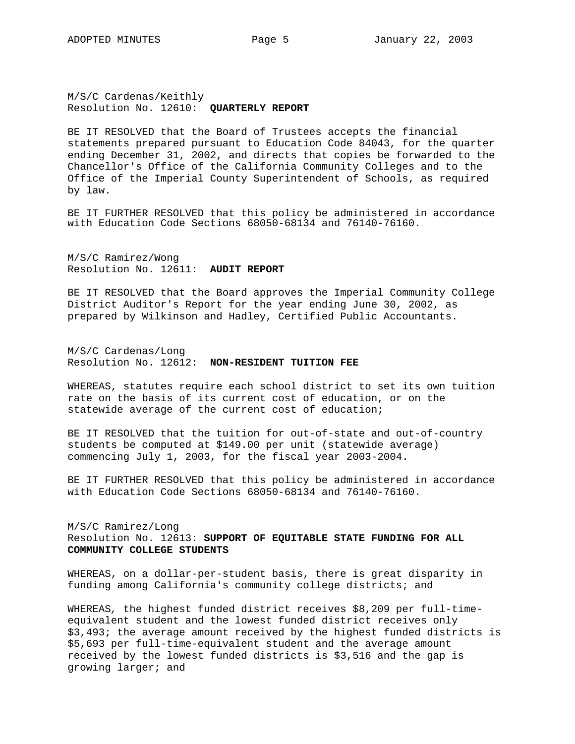M/S/C Cardenas/Keithly
Resolution No. 12610: **QUARTERLY REPORT**

BE IT RESOLVED that the Board of Trustees accepts the financial statements prepared pursuant to Education Code 84043, for the quarter ending December 31, 2002, and directs that copies be forwarded to the Chancellor's Office of the California Community Colleges and to the Office of the Imperial County Superintendent of Schools, as required by law.

BE IT FURTHER RESOLVED that this policy be administered in accordance with Education Code Sections 68050-68134 and 76140-76160.

M/S/C Ramirez/Wong
Resolution No. 12611: **AUDIT REPORT**

BE IT RESOLVED that the Board approves the Imperial Community College District Auditor's Report for the year ending June 30, 2002, as prepared by Wilkinson and Hadley, Certified Public Accountants.

M/S/C Cardenas/Long
Resolution No. 12612: **NON-RESIDENT TUITION FEE**

WHEREAS, statutes require each school district to set its own tuition rate on the basis of its current cost of education, or on the statewide average of the current cost of education;

BE IT RESOLVED that the tuition for out-of-state and out-of-country students be computed at $149.00 per unit (statewide average) commencing July 1, 2003, for the fiscal year 2003-2004.

BE IT FURTHER RESOLVED that this policy be administered in accordance with Education Code Sections 68050-68134 and 76140-76160.

M/S/C Ramirez/Long
Resolution No. 12613: **SUPPORT OF EQUITABLE STATE FUNDING FOR ALL COMMUNITY COLLEGE STUDENTS**

WHEREAS, on a dollar-per-student basis, there is great disparity in funding among California's community college districts; and

WHEREAS, the highest funded district receives $8,209 per full-time-equivalent student and the lowest funded district receives only $3,493; the average amount received by the highest funded districts is $5,693 per full-time-equivalent student and the average amount received by the lowest funded districts is $3,516 and the gap is growing larger; and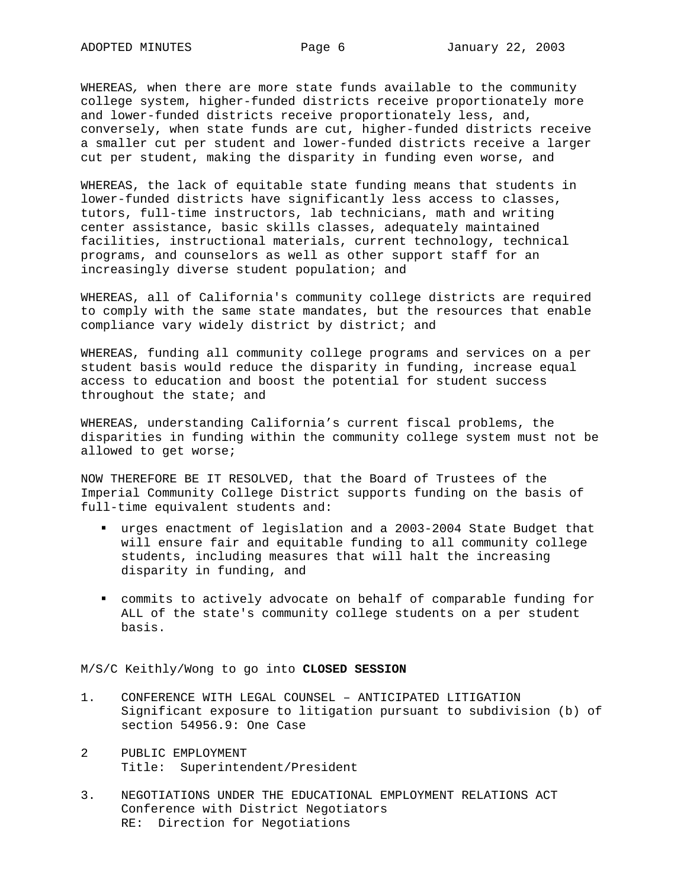WHEREAS, when there are more state funds available to the community college system, higher-funded districts receive proportionately more and lower-funded districts receive proportionately less, and, conversely, when state funds are cut, higher-funded districts receive a smaller cut per student and lower-funded districts receive a larger cut per student, making the disparity in funding even worse, and

WHEREAS, the lack of equitable state funding means that students in lower-funded districts have significantly less access to classes, tutors, full-time instructors, lab technicians, math and writing center assistance, basic skills classes, adequately maintained facilities, instructional materials, current technology, technical programs, and counselors as well as other support staff for an increasingly diverse student population; and

WHEREAS, all of California's community college districts are required to comply with the same state mandates, but the resources that enable compliance vary widely district by district; and

WHEREAS, funding all community college programs and services on a per student basis would reduce the disparity in funding, increase equal access to education and boost the potential for student success throughout the state; and

WHEREAS, understanding California's current fiscal problems, the disparities in funding within the community college system must not be allowed to get worse;

NOW THEREFORE BE IT RESOLVED, that the Board of Trustees of the Imperial Community College District supports funding on the basis of full-time equivalent students and:

- urges enactment of legislation and a 2003-2004 State Budget that will ensure fair and equitable funding to all community college students, including measures that will halt the increasing disparity in funding, and
- commits to actively advocate on behalf of comparable funding for ALL of the state's community college students on a per student basis.

M/S/C Keithly/Wong to go into **CLOSED SESSION**

1. CONFERENCE WITH LEGAL COUNSEL – ANTICIPATED LITIGATION
   Significant exposure to litigation pursuant to subdivision (b) of section 54956.9: One Case

2. PUBLIC EMPLOYMENT
   Title: Superintendent/President

3. NEGOTIATIONS UNDER THE EDUCATIONAL EMPLOYMENT RELATIONS ACT
   Conference with District Negotiators
   RE: Direction for Negotiations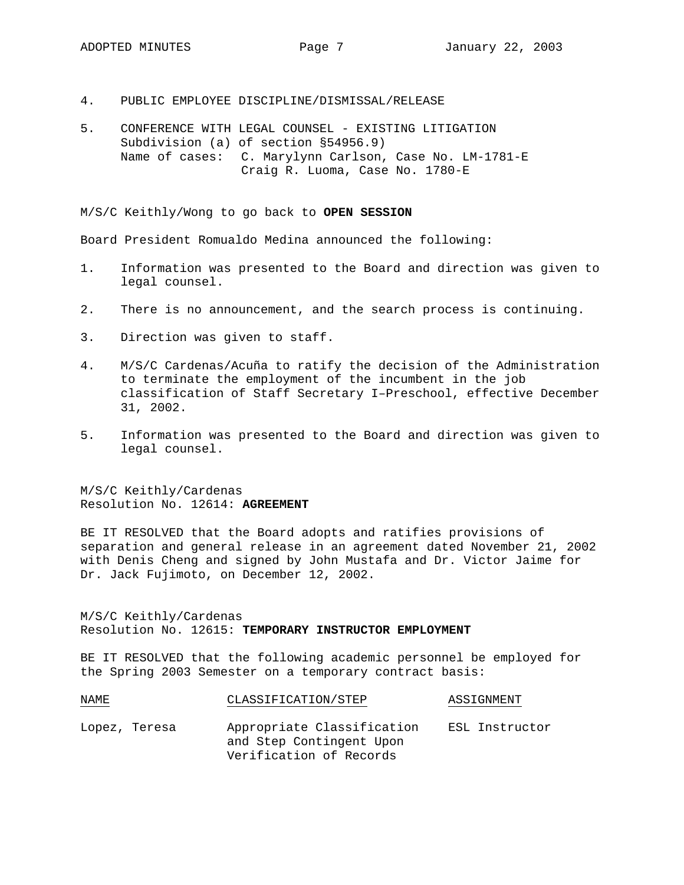4. PUBLIC EMPLOYEE DISCIPLINE/DISMISSAL/RELEASE

5. CONFERENCE WITH LEGAL COUNSEL - EXISTING LITIGATION
   Subdivision (a) of section §54956.9)
   Name of cases: C. Marylynn Carlson, Case No. LM-1781-E
   Craig R. Luoma, Case No. 1780-E

M/S/C Keithly/Wong to go back to **OPEN SESSION**

Board President Romualdo Medina announced the following:

1. Information was presented to the Board and direction was given to legal counsel.

2. There is no announcement, and the search process is continuing.

3. Direction was given to staff.

4. M/S/C Cardenas/Acuña to ratify the decision of the Administration to terminate the employment of the incumbent in the job classification of Staff Secretary I–Preschool, effective December 31, 2002.

5. Information was presented to the Board and direction was given to legal counsel.

M/S/C Keithly/Cardenas
Resolution No. 12614: **AGREEMENT**

BE IT RESOLVED that the Board adopts and ratifies provisions of separation and general release in an agreement dated November 21, 2002 with Denis Cheng and signed by John Mustafa and Dr. Victor Jaime for Dr. Jack Fujimoto, on December 12, 2002.

M/S/C Keithly/Cardenas
Resolution No. 12615: **TEMPORARY INSTRUCTOR EMPLOYMENT**

BE IT RESOLVED that the following academic personnel be employed for the Spring 2003 Semester on a temporary contract basis:

| NAME | CLASSIFICATION/STEP | ASSIGNMENT |
|---|---|---|
| Lopez, Teresa | Appropriate Classification and Step Contingent Upon Verification of Records | ESL Instructor |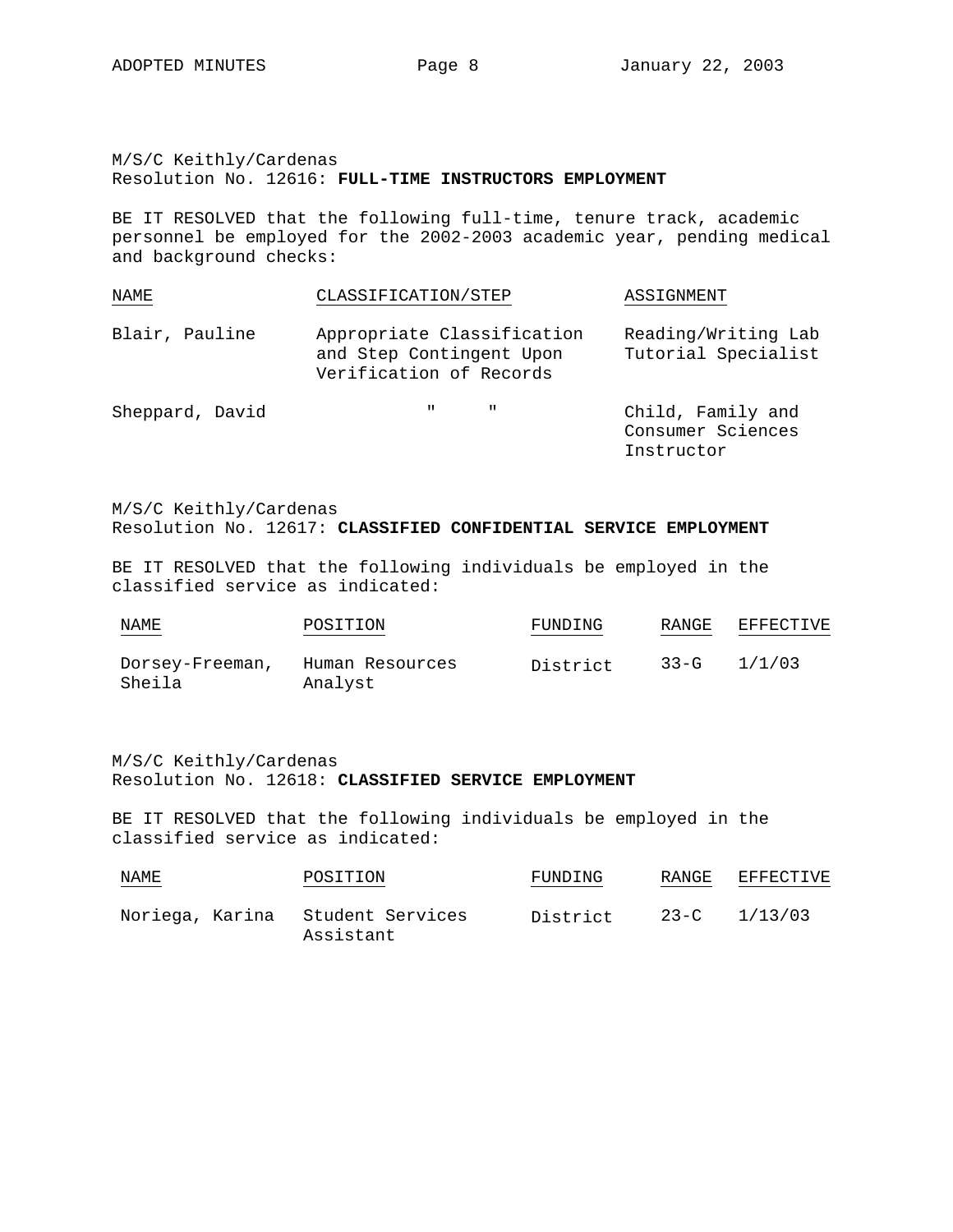M/S/C Keithly/Cardenas
Resolution No. 12616: **FULL-TIME INSTRUCTORS EMPLOYMENT**

BE IT RESOLVED that the following full-time, tenure track, academic personnel be employed for the 2002-2003 academic year, pending medical and background checks:

| NAME | CLASSIFICATION/STEP | ASSIGNMENT |
|---|---|---|
| Blair, Pauline | Appropriate Classification and Step Contingent Upon Verification of Records | Reading/Writing Lab Tutorial Specialist |
| Sheppard, David | " " | Child, Family and Consumer Sciences Instructor |

M/S/C Keithly/Cardenas
Resolution No. 12617: **CLASSIFIED CONFIDENTIAL SERVICE EMPLOYMENT**

BE IT RESOLVED that the following individuals be employed in the classified service as indicated:

| NAME | POSITION | FUNDING | RANGE | EFFECTIVE |
|---|---|---|---|---|
| Dorsey-Freeman, Sheila | Human Resources Analyst | District | 33-G | 1/1/03 |

M/S/C Keithly/Cardenas
Resolution No. 12618: **CLASSIFIED SERVICE EMPLOYMENT**

BE IT RESOLVED that the following individuals be employed in the classified service as indicated:

| NAME | POSITION | FUNDING | RANGE | EFFECTIVE |
|---|---|---|---|---|
| Noriega, Karina | Student Services Assistant | District | 23-C | 1/13/03 |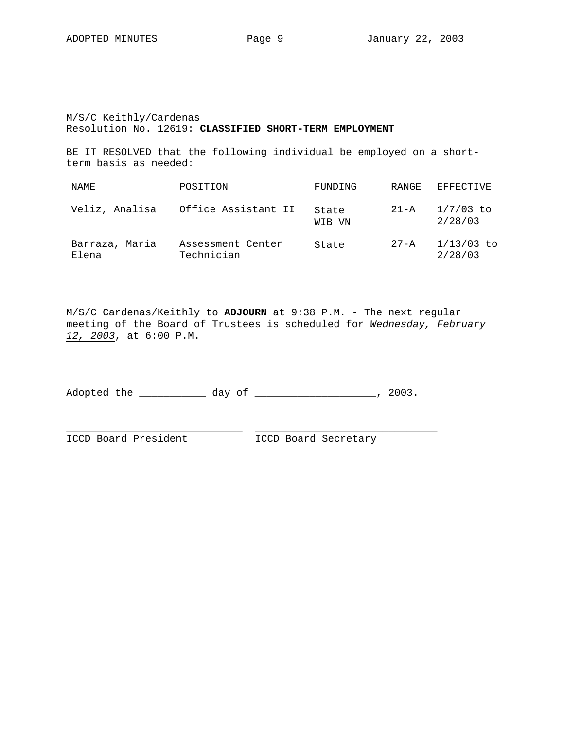M/S/C Keithly/Cardenas
Resolution No. 12619: **CLASSIFIED SHORT-TERM EMPLOYMENT**

BE IT RESOLVED that the following individual be employed on a short-term basis as needed:

| NAME | POSITION | FUNDING | RANGE | EFFECTIVE |
|---|---|---|---|---|
| Veliz, Analisa | Office Assistant II | State WIB VN | 21-A | 1/7/03 to 2/28/03 |
| Barraza, Maria Elena | Assessment Center Technician | State | 27-A | 1/13/03 to 2/28/03 |

M/S/C Cardenas/Keithly to **ADJOURN** at 9:38 P.M. - The next regular meeting of the Board of Trustees is scheduled for *Wednesday, February 12, 2003*, at 6:00 P.M.

Adopted the ___________ day of ____________________, 2003.

_____________________________ ______________________________
ICCD Board President ICCD Board Secretary